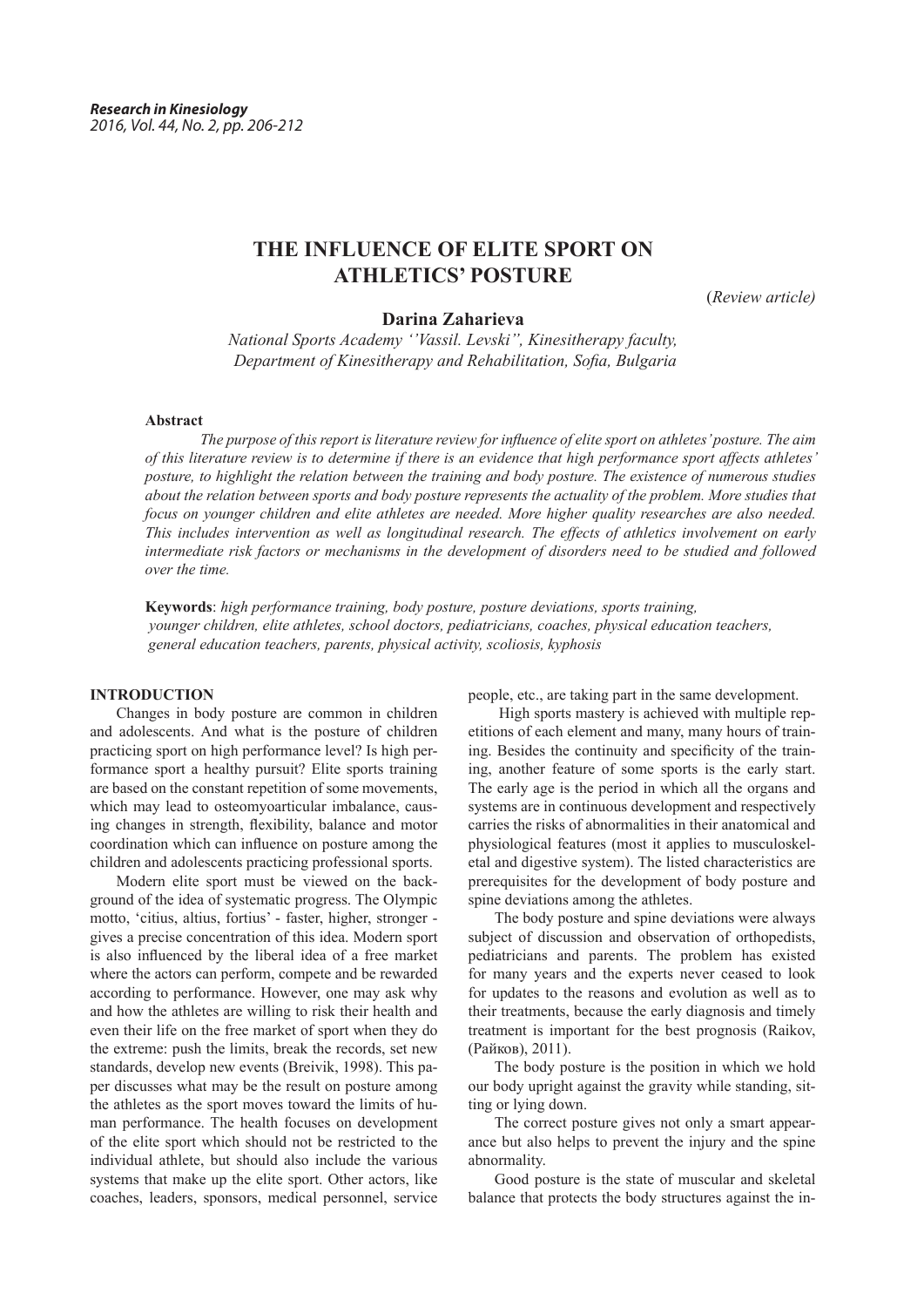# THE INFLUENCE OF ELITE SPORT ON ATHLETICS' POSTURE

(*Review article*)

**Darina Zaharieva**

*National Sports Academy ''Vassil. Levski", Kinesitherapy faculty, Department of Kinesitherapy and Rehabilitation, Sofia, Bulgaria*

**Abstract**

*The purpose of this report is literature review for influence of elite sport on athletes' posture. The aim of this literature review is to determine if there is an evidence that high performance sport affects athletes' posture, to highlight the relation between the training and body posture. The existence of numerous studies about the relation between sports and body posture represents the actuality of the problem. More studies that focus on younger children and elite athletes are needed. More higher quality researches are also needed. This includes intervention as well as longitudinal research. The effects of athletics involvement on early intermediate risk factors or mechanisms in the development of disorders need to be studied and followed over the time.*

**Keywords**: *high performance training, body posture, posture deviations, sports training, younger children, elite athletes, school doctors, pediatricians, coaches, physical education teachers, general education teachers, parents, physical activity, scoliosis, kyphosis*

## INTRODUCTION

Changes in body posture are common in children and adolescents. And what is the posture of children practicing sport on high performance level? Is high performance sport a healthy pursuit? Elite sports training are based on the constant repetition of some movements, which may lead to osteomyoarticular imbalance, causing changes in strength, flexibility, balance and motor coordination which can influence on posture among the children and adolescents practicing professional sports.

Modern elite sport must be viewed on the background of the idea of systematic progress. The Olympic motto, 'citius, altius, fortius' - faster, higher, stronger - gives a precise concentration of this idea. Modern sport is also influenced by the liberal idea of a free market where the actors can perform, compete and be rewarded according to performance. However, one may ask why and how the athletes are willing to risk their health and even their life on the free market of sport when they do the extreme: push the limits, break the records, set new standards, develop new events (Breivik, 1998). This paper discusses what may be the result on posture among the athletes as the sport moves toward the limits of human performance. The health focuses on development of the elite sport which should not be restricted to the individual athlete, but should also include the various systems that make up the elite sport. Other actors, like coaches, leaders, sponsors, medical personnel, service people, etc., are taking part in the same development.

High sports mastery is achieved with multiple repetitions of each element and many, many hours of training. Besides the continuity and specificity of the training, another feature of some sports is the early start. The early age is the period in which all the organs and systems are in continuous development and respectively carries the risks of abnormalities in their anatomical and physiological features (most it applies to musculoskeletal and digestive system). The listed characteristics are prerequisites for the development of body posture and spine deviations among the athletes.

The body posture and spine deviations were always subject of discussion and observation of orthopedists, pediatricians and parents. The problem has existed for many years and the experts never ceased to look for updates to the reasons and evolution as well as to their treatments, because the early diagnosis and timely treatment is important for the best prognosis (Raikov, (Райков), 2011).

The body posture is the position in which we hold our body upright against the gravity while standing, sitting or lying down.

The correct posture gives not only a smart appearance but also helps to prevent the injury and the spine abnormality.

Good posture is the state of muscular and skeletal balance that protects the body structures against the in-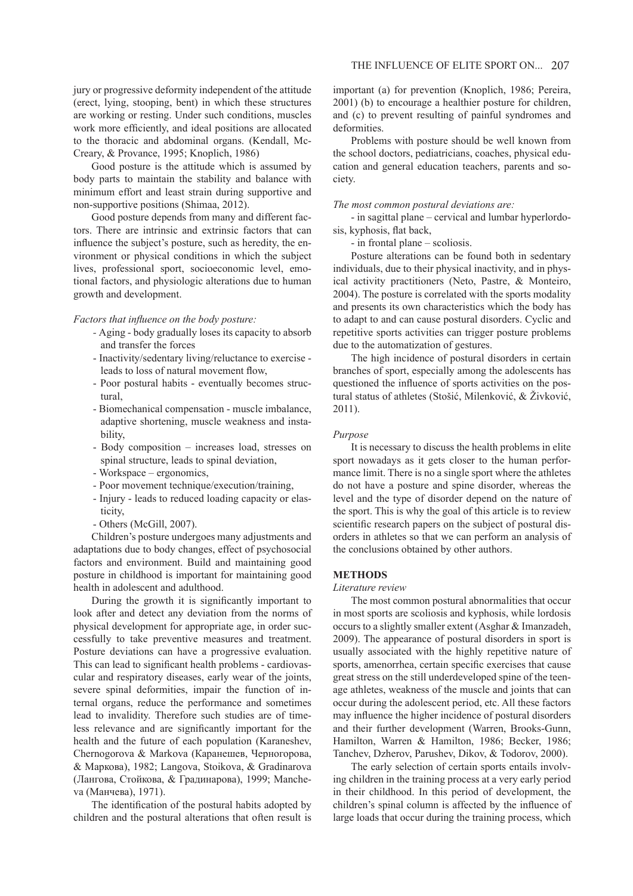jury or progressive deformity independent of the attitude (erect, lying, stooping, bent) in which these structures are working or resting. Under such conditions, muscles work more efficiently, and ideal positions are allocated to the thoracic and abdominal organs. (Kendall, McCreary, & Provance, 1995; Knoplich, 1986)

Good posture is the attitude which is assumed by body parts to maintain the stability and balance with minimum effort and least strain during supportive and non-supportive positions (Shimaa, 2012).

Good posture depends from many and different factors. There are intrinsic and extrinsic factors that can influence the subject's posture, such as heredity, the environment or physical conditions in which the subject lives, professional sport, socioeconomic level, emotional factors, and physiologic alterations due to human growth and development.

*Factors that influence on the body posture:*

- Aging - body gradually loses its capacity to absorb and transfer the forces
- Inactivity/sedentary living/reluctance to exercise - leads to loss of natural movement flow,
- Poor postural habits - eventually becomes structural,
- Biomechanical compensation - muscle imbalance, adaptive shortening, muscle weakness and instability,
- Body composition – increases load, stresses on spinal structure, leads to spinal deviation,
- Workspace – ergonomics,
- Poor movement technique/execution/training,
- Injury - leads to reduced loading capacity or elasticity,
- Others (McGill, 2007).

Children's posture undergoes many adjustments and adaptations due to body changes, effect of psychosocial factors and environment. Build and maintaining good posture in childhood is important for maintaining good health in adolescent and adulthood.

During the growth it is significantly important to look after and detect any deviation from the norms of physical development for appropriate age, in order successfully to take preventive measures and treatment. Posture deviations can have a progressive evaluation. This can lead to significant health problems - cardiovascular and respiratory diseases, early wear of the joints, severe spinal deformities, impair the function of internal organs, reduce the performance and sometimes lead to invalidity. Therefore such studies are of timeless relevance and are significantly important for the health and the future of each population (Karaneshev, Chernogorova & Markova (Каранешев, Черногорова, & Маркова), 1982; Langova, Stoikova, & Gradinarova (Лангова, Стойкова, & Градинарова), 1999; Mancheva (Манчева), 1971).

The identification of the postural habits adopted by children and the postural alterations that often result is important (a) for prevention (Knoplich, 1986; Pereira, 2001) (b) to encourage a healthier posture for children, and (c) to prevent resulting of painful syndromes and deformities.

Problems with posture should be well known from the school doctors, pediatricians, coaches, physical education and general education teachers, parents and society.

*The most common postural deviations are:*

- in sagittal plane – cervical and lumbar hyperlordosis, kyphosis, flat back,
- in frontal plane – scoliosis.

Posture alterations can be found both in sedentary individuals, due to their physical inactivity, and in physical activity practitioners (Neto, Pastre, & Monteiro, 2004). The posture is correlated with the sports modality and presents its own characteristics which the body has to adapt to and can cause postural disorders. Cyclic and repetitive sports activities can trigger posture problems due to the automatization of gestures.

The high incidence of postural disorders in certain branches of sport, especially among the adolescents has questioned the influence of sports activities on the postural status of athletes (Stošić, Milenković, & Živković, 2011).

*Purpose*

It is necessary to discuss the health problems in elite sport nowadays as it gets closer to the human performance limit. There is no a single sport where the athletes do not have a posture and spine disorder, whereas the level and the type of disorder depend on the nature of the sport. This is why the goal of this article is to review scientific research papers on the subject of postural disorders in athletes so that we can perform an analysis of the conclusions obtained by other authors.

## METHODS

*Literature review*

The most common postural abnormalities that occur in most sports are scoliosis and kyphosis, while lordosis occurs to a slightly smaller extent (Asghar & Imanzadeh, 2009). The appearance of postural disorders in sport is usually associated with the highly repetitive nature of sports, amenorrhea, certain specific exercises that cause great stress on the still underdeveloped spine of the teenage athletes, weakness of the muscle and joints that can occur during the adolescent period, etc. All these factors may influence the higher incidence of postural disorders and their further development (Warren, Brooks-Gunn, Hamilton, Warren & Hamilton, 1986; Becker, 1986; Tanchev, Dzherov, Parushev, Dikov, & Todorov, 2000).

The early selection of certain sports entails involving children in the training process at a very early period in their childhood. In this period of development, the children's spinal column is affected by the influence of large loads that occur during the training process, which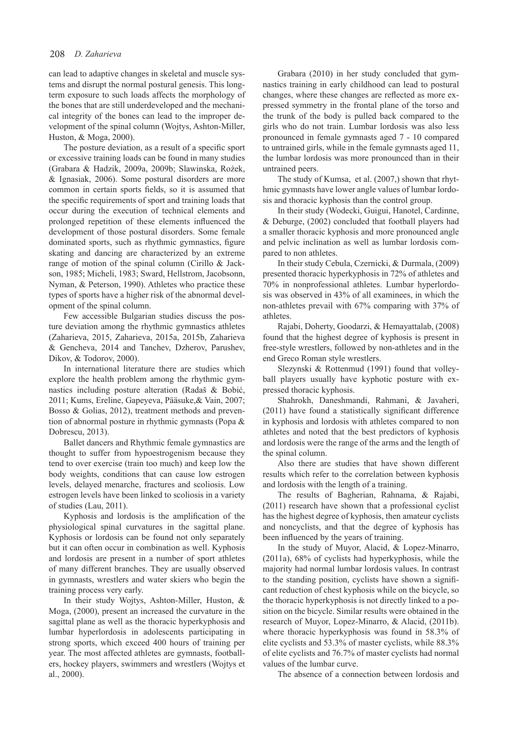can lead to adaptive changes in skeletal and muscle systems and disrupt the normal postural genesis. This long-term exposure to such loads affects the morphology of the bones that are still underdeveloped and the mechanical integrity of the bones can lead to the improper development of the spinal column (Wojtys, Ashton-Miller, Huston, & Moga, 2000).

The posture deviation, as a result of a specific sport or excessive training loads can be found in many studies (Grabara & Hadzik, 2009a, 2009b; Slawinska, Rożek, & Ignasiak, 2006). Some postural disorders are more common in certain sports fields, so it is assumed that the specific requirements of sport and training loads that occur during the execution of technical elements and prolonged repetition of these elements influenced the development of those postural disorders. Some female dominated sports, such as rhythmic gymnastics, figure skating and dancing are characterized by an extreme range of motion of the spinal column (Cirillo & Jackson, 1985; Micheli, 1983; Sward, Hellstrom, Jacobsonn, Nyman, & Peterson, 1990). Athletes who practice these types of sports have a higher risk of the abnormal development of the spinal column.

Few accessible Bulgarian studies discuss the posture deviation among the rhythmic gymnastics athletes (Zaharieva, 2015, Zaharieva, 2015a, 2015b, Zaharieva & Gencheva, 2014 and Tanchev, Dzherov, Parushev, Dikov, & Todorov, 2000).

In international literature there are studies which explore the health problem among the rhythmic gymnastics including posture alteration (Radaš & Bobić, 2011; Kums, Ereline, Gapeyeva, Pääsuke,& Vain, 2007; Bosso & Golias, 2012), treatment methods and prevention of abnormal posture in rhythmic gymnasts (Popa & Dobrescu, 2013).

Ballet dancers and Rhythmic female gymnastics are thought to suffer from hypoestrogenism because they tend to over exercise (train too much) and keep low the body weights, conditions that can cause low estrogen levels, delayed menarche, fractures and scoliosis. Low estrogen levels have been linked to scoliosis in a variety of studies (Lau, 2011).

Kyphosis and lordosis is the amplification of the physiological spinal curvatures in the sagittal plane. Kyphosis or lordosis can be found not only separately but it can often occur in combination as well. Kyphosis and lordosis are present in a number of sport athletes of many different branches. They are usually observed in gymnasts, wrestlers and water skiers who begin the training process very early.

In their study Wojtys, Ashton-Miller, Huston, & Moga, (2000), present an increased the curvature in the sagittal plane as well as the thoracic hyperkyphosis and lumbar hyperlordosis in adolescents participating in strong sports, which exceed 400 hours of training per year. The most affected athletes are gymnasts, footballers, hockey players, swimmers and wrestlers (Wojtys et al., 2000).

Grabara (2010) in her study concluded that gymnastics training in early childhood can lead to postural changes, where these changes are reflected as more expressed symmetry in the frontal plane of the torso and the trunk of the body is pulled back compared to the girls who do not train. Lumbar lordosis was also less pronounced in female gymnasts aged 7 - 10 compared to untrained girls, while in the female gymnasts aged 11, the lumbar lordosis was more pronounced than in their untrained peers.

The study of Kumsa, et al. (2007,) shown that rhythmic gymnasts have lower angle values of lumbar lordosis and thoracic kyphosis than the control group.

In their study (Wodecki, Guigui, Hanotel, Cardinne, & Deburge, (2002) concluded that football players had a smaller thoracic kyphosis and more pronounced angle and pelvic inclination as well as lumbar lordosis compared to non athletes.

In their study Cebula, Czernicki, & Durmala, (2009) presented thoracic hyperkyphosis in 72% of athletes and 70% in nonprofessional athletes. Lumbar hyperlordosis was observed in 43% of all examinees, in which the non-athletes prevail with 67% comparing with 37% of athletes.

Rajabi, Doherty, Goodarzi, & Hemayattalab, (2008) found that the highest degree of kyphosis is present in free-style wrestlers, followed by non-athletes and in the end Greco Roman style wrestlers.

Slezynski & Rottenmud (1991) found that volleyball players usually have kyphotic posture with expressed thoracic kyphosis.

Shahrokh, Daneshmandi, Rahmani, & Javaheri, (2011) have found a statistically significant difference in kyphosis and lordosis with athletes compared to non athletes and noted that the best predictors of kyphosis and lordosis were the range of the arms and the length of the spinal column.

Also there are studies that have shown different results which refer to the correlation between kyphosis and lordosis with the length of a training.

The results of Bagherian, Rahnama, & Rajabi, (2011) research have shown that a professional cyclist has the highest degree of kyphosis, then amateur cyclists and noncyclists, and that the degree of kyphosis has been influenced by the years of training.

In the study of Muyor, Alacid, & Lopez-Minarro, (2011a), 68% of cyclists had hyperkyphosis, while the majority had normal lumbar lordosis values. In contrast to the standing position, cyclists have shown a significant reduction of chest kyphosis while on the bicycle, so the thoracic hyperkyphosis is not directly linked to a position on the bicycle. Similar results were obtained in the research of Muyor, Lopez-Minarro, & Alacid, (2011b). where thoracic hyperkyphosis was found in 58.3% of elite cyclists and 53.3% of master cyclists, while 88.3% of elite cyclists and 76.7% of master cyclists had normal values of the lumbar curve.

The absence of a connection between lordosis and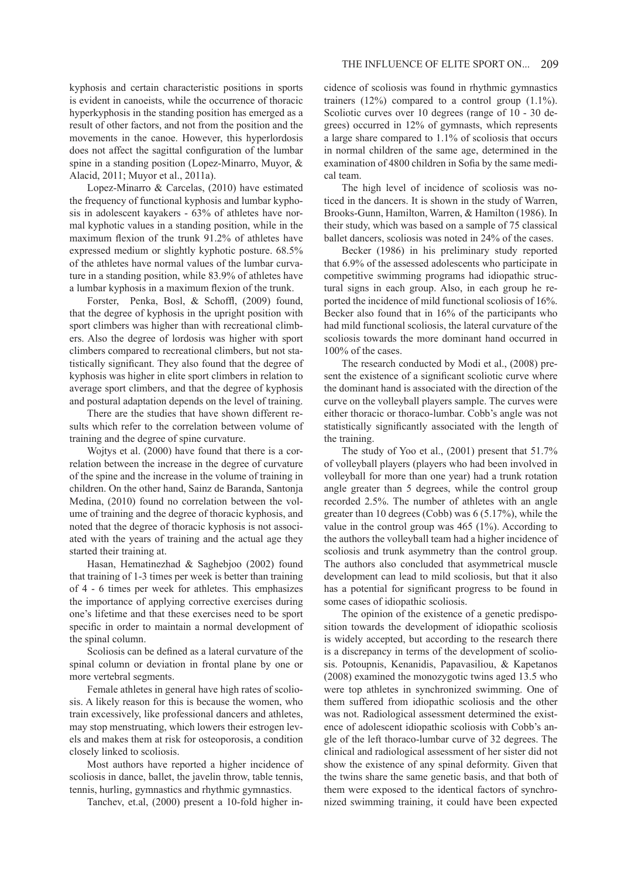kyphosis and certain characteristic positions in sports is evident in canoeists, while the occurrence of thoracic hyperkyphosis in the standing position has emerged as a result of other factors, and not from the position and the movements in the canoe. However, this hyperlordosis does not affect the sagittal configuration of the lumbar spine in a standing position (Lopez-Minarro, Muyor, & Alacid, 2011; Muyor et al., 2011a).

Lopez-Minarro & Carcelas, (2010) have estimated the frequency of functional kyphosis and lumbar kyphosis in adolescent kayakers - 63% of athletes have normal kyphotic values in a standing position, while in the maximum flexion of the trunk 91.2% of athletes have expressed medium or slightly kyphotic posture. 68.5% of the athletes have normal values of the lumbar curvature in a standing position, while 83.9% of athletes have a lumbar kyphosis in a maximum flexion of the trunk.

Forster, Penka, Bosl, & Schoffl, (2009) found, that the degree of kyphosis in the upright position with sport climbers was higher than with recreational climbers. Also the degree of lordosis was higher with sport climbers compared to recreational climbers, but not statistically significant. They also found that the degree of kyphosis was higher in elite sport climbers in relation to average sport climbers, and that the degree of kyphosis and postural adaptation depends on the level of training.

There are the studies that have shown different results which refer to the correlation between volume of training and the degree of spine curvature.

Wojtys et al. (2000) have found that there is a correlation between the increase in the degree of curvature of the spine and the increase in the volume of training in children. On the other hand, Sainz de Baranda, Santonja Medina, (2010) found no correlation between the volume of training and the degree of thoracic kyphosis, and noted that the degree of thoracic kyphosis is not associated with the years of training and the actual age they started their training at.

Hasan, Hematinezhad & Saghebjoo (2002) found that training of 1-3 times per week is better than training of 4 - 6 times per week for athletes. This emphasizes the importance of applying corrective exercises during one's lifetime and that these exercises need to be sport specific in order to maintain a normal development of the spinal column.

Scoliosis can be defined as a lateral curvature of the spinal column or deviation in frontal plane by one or more vertebral segments.

Female athletes in general have high rates of scoliosis. A likely reason for this is because the women, who train excessively, like professional dancers and athletes, may stop menstruating, which lowers their estrogen levels and makes them at risk for osteoporosis, a condition closely linked to scoliosis.

Most authors have reported a higher incidence of scoliosis in dance, ballet, the javelin throw, table tennis, tennis, hurling, gymnastics and rhythmic gymnastics.

Tanchev, et.al, (2000) present a 10-fold higher incidence of scoliosis was found in rhythmic gymnastics trainers (12%) compared to a control group (1.1%). Scoliotic curves over 10 degrees (range of 10 - 30 degrees) occurred in 12% of gymnasts, which represents a large share compared to 1.1% of scoliosis that occurs in normal children of the same age, determined in the examination of 4800 children in Sofia by the same medical team.

The high level of incidence of scoliosis was noticed in the dancers. It is shown in the study of Warren, Brooks-Gunn, Hamilton, Warren, & Hamilton (1986). In their study, which was based on a sample of 75 classical ballet dancers, scoliosis was noted in 24% of the cases.

Becker (1986) in his preliminary study reported that 6.9% of the assessed adolescents who participate in competitive swimming programs had idiopathic structural signs in each group. Also, in each group he reported the incidence of mild functional scoliosis of 16%. Becker also found that in 16% of the participants who had mild functional scoliosis, the lateral curvature of the scoliosis towards the more dominant hand occurred in 100% of the cases.

The research conducted by Modi et al., (2008) present the existence of a significant scoliotic curve where the dominant hand is associated with the direction of the curve on the volleyball players sample. The curves were either thoracic or thoraco-lumbar. Cobb's angle was not statistically significantly associated with the length of the training.

The study of Yoo et al., (2001) present that 51.7% of volleyball players (players who had been involved in volleyball for more than one year) had a trunk rotation angle greater than 5 degrees, while the control group recorded 2.5%. The number of athletes with an angle greater than 10 degrees (Cobb) was 6 (5.17%), while the value in the control group was 465 (1%). According to the authors the volleyball team had a higher incidence of scoliosis and trunk asymmetry than the control group. The authors also concluded that asymmetrical muscle development can lead to mild scoliosis, but that it also has a potential for significant progress to be found in some cases of idiopathic scoliosis.

The opinion of the existence of a genetic predisposition towards the development of idiopathic scoliosis is widely accepted, but according to the research there is a discrepancy in terms of the development of scoliosis. Potoupnis, Kenanidis, Papavasiliou, & Kapetanos (2008) examined the monozygotic twins aged 13.5 who were top athletes in synchronized swimming. One of them suffered from idiopathic scoliosis and the other was not. Radiological assessment determined the existence of adolescent idiopathic scoliosis with Cobb's angle of the left thoraco-lumbar curve of 32 degrees. The clinical and radiological assessment of her sister did not show the existence of any spinal deformity. Given that the twins share the same genetic basis, and that both of them were exposed to the identical factors of synchronized swimming training, it could have been expected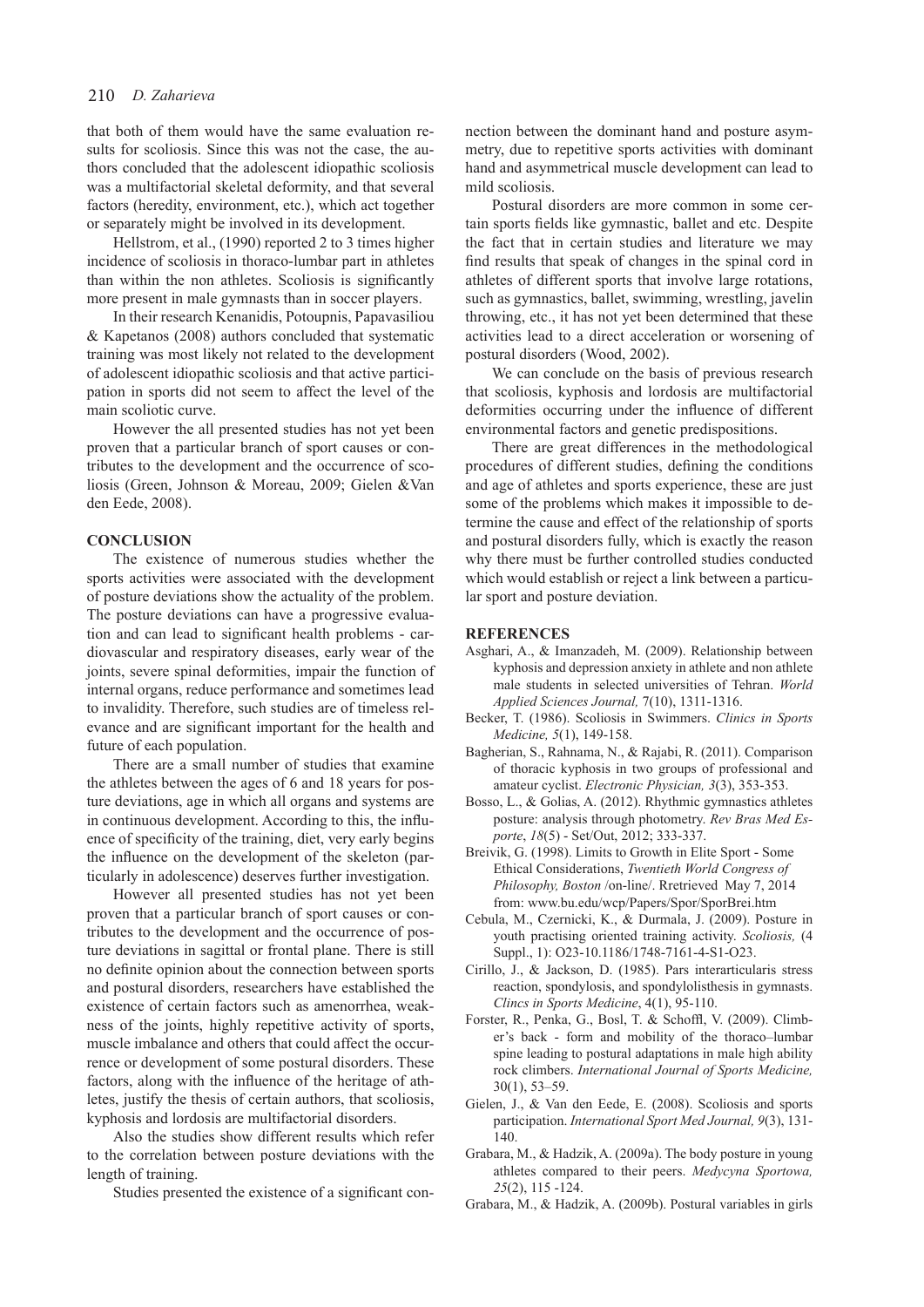that both of them would have the same evaluation results for scoliosis. Since this was not the case, the authors concluded that the adolescent idiopathic scoliosis was a multifactorial skeletal deformity, and that several factors (heredity, environment, etc.), which act together or separately might be involved in its development.

Hellstrom, et al., (1990) reported 2 to 3 times higher incidence of scoliosis in thoraco-lumbar part in athletes than within the non athletes. Scoliosis is significantly more present in male gymnasts than in soccer players.

In their research Kenanidis, Potoupnis, Papavasiliou & Kapetanos (2008) authors concluded that systematic training was most likely not related to the development of adolescent idiopathic scoliosis and that active participation in sports did not seem to affect the level of the main scoliotic curve.

However the all presented studies has not yet been proven that a particular branch of sport causes or contributes to the development and the occurrence of scoliosis (Green, Johnson & Moreau, 2009; Gielen &Van den Eede, 2008).

## CONCLUSION

The existence of numerous studies whether the sports activities were associated with the development of posture deviations show the actuality of the problem. The posture deviations can have a progressive evaluation and can lead to significant health problems - cardiovascular and respiratory diseases, early wear of the joints, severe spinal deformities, impair the function of internal organs, reduce performance and sometimes lead to invalidity. Therefore, such studies are of timeless relevance and are significant important for the health and future of each population.

There are a small number of studies that examine the athletes between the ages of 6 and 18 years for posture deviations, age in which all organs and systems are in continuous development. According to this, the influence of specificity of the training, diet, very early begins the influence on the development of the skeleton (particularly in adolescence) deserves further investigation.

However all presented studies has not yet been proven that a particular branch of sport causes or contributes to the development and the occurrence of posture deviations in sagittal or frontal plane. There is still no definite opinion about the connection between sports and postural disorders, researchers have established the existence of certain factors such as amenorrhea, weakness of the joints, highly repetitive activity of sports, muscle imbalance and others that could affect the occurrence or development of some postural disorders. These factors, along with the influence of the heritage of athletes, justify the thesis of certain authors, that scoliosis, kyphosis and lordosis are multifactorial disorders.

Also the studies show different results which refer to the correlation between posture deviations with the length of training.

Studies presented the existence of a significant connection between the dominant hand and posture asymmetry, due to repetitive sports activities with dominant hand and asymmetrical muscle development can lead to mild scoliosis.

Postural disorders are more common in some certain sports fields like gymnastic, ballet and etc. Despite the fact that in certain studies and literature we may find results that speak of changes in the spinal cord in athletes of different sports that involve large rotations, such as gymnastics, ballet, swimming, wrestling, javelin throwing, etc., it has not yet been determined that these activities lead to a direct acceleration or worsening of postural disorders (Wood, 2002).

We can conclude on the basis of previous research that scoliosis, kyphosis and lordosis are multifactorial deformities occurring under the influence of different environmental factors and genetic predispositions.

There are great differences in the methodological procedures of different studies, defining the conditions and age of athletes and sports experience, these are just some of the problems which makes it impossible to determine the cause and effect of the relationship of sports and postural disorders fully, which is exactly the reason why there must be further controlled studies conducted which would establish or reject a link between a particular sport and posture deviation.

## REFERENCES

Asghari, A., & Imanzadeh, M. (2009). Relationship between kyphosis and depression anxiety in athlete and non athlete male students in selected universities of Tehran. *World Applied Sciences Journal,* 7(10), 1311-1316.

Becker, T. (1986). Scoliosis in Swimmers. *Clinics in Sports Medicine, 5*(1), 149-158.

Bagherian, S., Rahnama, N., & Rajabi, R. (2011). Comparison of thoracic kyphosis in two groups of professional and amateur cyclist. *Electronic Physician, 3*(3), 353-353.

Bosso, L., & Golias, A. (2012). Rhythmic gymnastics athletes posture: analysis through photometry. *Rev Bras Med Esporte*, *18*(5) - Set/Out, 2012; 333-337.

Breivik, G. (1998). Limits to Growth in Elite Sport - Some Ethical Considerations, *Twentieth World Congress of Philosophy, Boston* /on-line/. Rretrieved May 7, 2014 from: www.bu.edu/wcp/Papers/Spor/SporBrei.htm

Cebula, M., Czernicki, K., & Durmala, J. (2009). Posture in youth practising oriented training activity. *Scoliosis,* (4 Suppl., 1): O23-10.1186/1748-7161-4-S1-O23.

Cirillo, J., & Jackson, D. (1985). Pars interarticularis stress reaction, spondylosis, and spondylolisthesis in gymnasts. *Clincs in Sports Medicine*, 4(1), 95-110.

Forster, R., Penka, G., Bosl, T. & Schoffl, V. (2009). Climber's back - form and mobility of the thoraco–lumbar spine leading to postural adaptations in male high ability rock climbers. *International Journal of Sports Medicine,* 30(1), 53–59.

Gielen, J., & Van den Eede, E. (2008). Scoliosis and sports participation. *International Sport Med Journal, 9*(3), 131-140.

Grabara, M., & Hadzik, A. (2009a). The body posture in young athletes compared to their peers. *Medycyna Sportowa, 25*(2), 115 -124.

Grabara, M., & Hadzik, A. (2009b). Postural variables in girls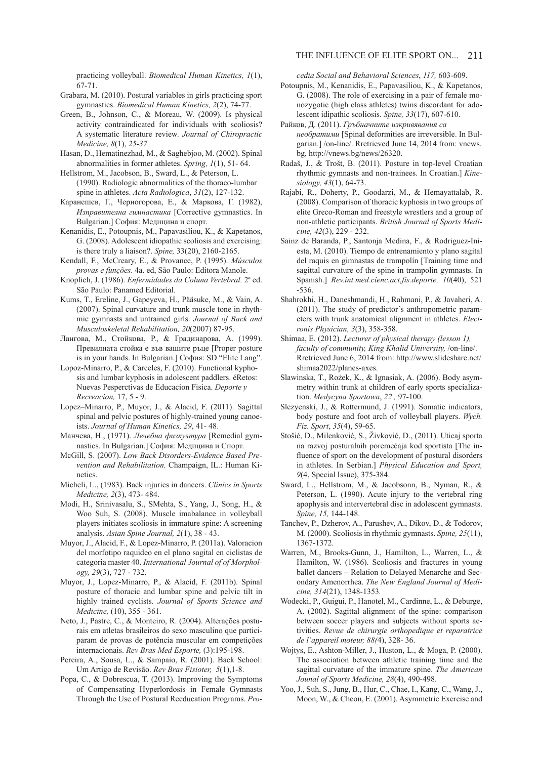practicing volleyball. *Biomedical Human Kinetics, 1*(1), 67-71.

Grabara, M. (2010). Postural variables in girls practicing sport gymnastics. *Biomedical Human Kinetics, 2*(2), 74-77.

Green, B., Johnson, C., & Moreau, W. (2009). Is physical activity contraindicated for individuals with scoliosis? A systematic literature review. *Journal of Chiropractic Medicine, 8*(1), *25-37.*

Hasan, D., Hematinezhad, M., & Saghebjoo, M. (2002). Spinal abnormalities in former athletes. *Spring, 1*(1), 51- 64.

Hellstrom, M., Jacobson, B., Sward, L., & Peterson, L. (1990). Radiologic abnormalities of the thoraco-lumbar spine in athletes. *Acta Radiologica*, *31*(2), 127-132.

Каранешев, Г., Черногорова, Е., & Маркова, Г. (1982), *Изправителна гимнастика* [Corrective gymnastics. In Bulgarian.] София: Медицина и спорт.

Kenanidis, E., Potoupnis, M., Papavasiliou, K., & Kapetanos, G. (2008). Adolescent idiopathic scoliosis and exercising: is there truly a liaison?. *Spine,* 33(20), 2160-2165.

Kendall, F., McCreary, E., & Provance, P. (1995). *Músculos provas e funções*. 4a. ed, São Paulo: Editora Manole.

Knoplich, J. (1986). *Enfermidades da Coluna Vertebral.* 2ª ed. São Paulo: Panamed Editorial.

Kums, T., Ereline, J., Gapeyeva, H., Pääsuke, M., & Vain, A. (2007). Spinal curvature and trunk muscle tone in rhythmic gymnasts and untrained girls. *Journal of Back and Musculoskeletal Rehabilitation, 20*(2007) 87-95.

Лангова, М., Стойкова, Р., & Градинарова, А. (1999). Превилната стойка е във вашите ръце [Proper posture is in your hands. In Bulgarian.] София: SD "Elite Lang".

Lopoz-Minarro, P., & Carceles, F. (2010). Functional kyphosis and lumbar kyphosis in adolescent paddlers. éRetos: Nuevas Pesperctivas de Educacion Fisica. *Deporte y Recreacion,* 17, 5 - 9.

Lopez–Minarro, P., Muyor, J., & Alacid, F. (2011). Sagittal spinal and pelvic postures of highly-trained young canoeists. *Journal of Human Kinetics, 29*, 41- 48.

Манчева, Н., (1971). *Лечебна физкултура* [Remedial gymnastics. In Bulgarian.] София: Медицина и Спорт.

McGill, S. (2007). *Low Back Disorders-Evidence Based Prevention and Rehabilitation.* Champaign, IL.: Human Kinetics.

Micheli, L., (1983). Back injuries in dancers. *Clinics in Sports Medicine, 2*(3), 473- 484.

Modi, H., Srinivasalu, S., SMehta, S., Yang, J., Song, H., & Woo Suh, S. (2008). Muscle imabalance in volleyball players initiates scoliosis in immature spine: A screening analysis. *Asian Spine Journal, 2*(1), 38 - 43.

Muyor, J., Alacid, F., & Lopez-Minarro, P. (2011a). Valoracion del morfotipo raquideo en el plano sagital en ciclistas de categoria master 40. *International Journal of of Morphology, 29*(3), 727 - 732.

Muyor, J., Lopez-Minarro, P., & Alacid, F. (2011b). Spinal posture of thoracic and lumbar spine and pelvic tilt in highly trained cyclists. *Journal of Sports Science and Medicine,* (10), 355 - 361.

Neto, J., Pastre, C., & Monteiro, R. (2004). Alterações posturais em atletas brasileiros do sexo masculino que participaram de provas de potência muscular em competições internacionais. *Rev Bras Med Esporte,* (3):195-198.

Pereira, A., Sousa, L., & Sampaio, R. (2001). Back School: Um Artigo de Revisão. *Rev Bras Fisioter, 5*(1),1-8.

Popa, C., & Dobrescua, T. (2013). Improving the Symptoms of Compensating Hyperlordosis in Female Gymnasts Through the Use of Postural Reeducation Programs. *Procedia Social and Behavioral Sciences*, *117,* 603-609.

Potoupnis, M., Kenanidis, E., Papavasiliou, K., & Kapetanos, G. (2008). The role of exercising in a pair of female monozygotic (high class athletes) twins discordant for adolescent idipathic scoliosis. *Spine, 33*(17), 607-610.

Райков, Д. (2011). *Гръбначните изкривявания са необратими* [Spinal deformities are irreversible. In Bulgarian.] /on-line/. Rretrieved June 14, 2014 from: vnews.bg, http://vnews.bg/news/26320.

Radaš, J., & Trošt, B. (2011). Posture in top-level Croatian rhythmic gymnasts and non-trainees. In Croatian.] *Kinesiology, 43*(1), 64-73.

Rajabi, R., Doherty, P., Goodarzi, M., & Hemayattalab, R. (2008). Comparison of thoracic kyphosis in two groups of elite Greco-Roman and freestyle wrestlers and a group of non-athletic participants. *British Journal of Sports Medicine, 42*(3), 229 - 232.

Sainz de Baranda, P., Santonja Medina, F., & Rodriguez-Iniesta, M. (2010). Tiempo de entrenamiento y plano sagital del raquis en gimnastas de trampolín [Training time and sagittal curvature of the spine in trampolin gymnasts. In Spanish.] *Rev.int.med.cienc.act.fís.deporte, 10*(40), 521 -536.

Shahrokhi, H., Daneshmandi, H., Rahmani, P., & Javaheri, A. (2011). The study of predictor's anthropometric parameters with trunk anatomical alignment in athletes. *Electronis Physician, 3*(3), 358-358.

Shimaa, E. (2012). *Lecturer of physical therapy (lesson 1), faculty of community, King Khalid University,* /on-line/. Rretrieved June 6, 2014 from: http://www.slideshare.net/shimaa2022/planes-axes.

Slawinska, T., Rożek, K., & Ignasiak, A. (2006). Body asymmetry within trunk at children of early sports specialization. *Medycyna Sportowa*, *22 ,* 97-100.

Slezyenski, J., & Rottermund, J. (1991). Somatic indicators, body posture and foot arch of volleyball players. *Wych. Fiz. Sport*, *35*(4), 59-65.

Stošić, D., Milenković, S., Živković, D., (2011). Uticaj sporta na razvoj posturalnih poremećaja kod sportista [The influence of sport on the development of postural disorders in athletes. In Serbian.] *Physical Education and Sport, 9*(4, Special Issue), 375-384.

Sward, L., Hellstrom, M., & Jacobsonn, B., Nyman, R., & Peterson, L. (1990). Acute injury to the vertebral ring apophysis and intervertebral disc in adolescent gymnasts. *Spine, 15,* 144-148.

Tanchev, P., Dzherov, A., Parushev, A., Dikov, D., & Todorov, M. (2000). Scoliosis in rhythmic gymnasts. *Spine, 25*(11), 1367-1372.

Warren, M., Brooks-Gunn, J., Hamilton, L., Warren, L., & Hamilton, W. (1986). Scoliosis and fractures in young ballet dancers – Relation to Delayed Menarche and Secondary Amenorrhea. *The New England Journal of Medicine, 314*(21), 1348-1353*.*

Wodecki, P., Guigui, P., Hanotel, M., Cardinne, L., & Deburge, A. (2002). Sagittal alignment of the spine: comparison between soccer players and subjects without sports activities. *Revue de chirurgie orthopedique et reparatrice de l'appareil moteur, 88(*4), 328- 36.

Wojtys, E., Ashton-Miller, J., Huston, L., & Moga, P. (2000). The association between athletic training time and the sagittal curvature of the immature spine. *The American Jounal of Sports Medicine, 28*(4), 490-498.

Yoo, J., Suh, S., Jung, B., Hur, C., Chae, I., Kang, C., Wang, J., Moon, W., & Cheon, E. (2001). Asymmetric Exercise and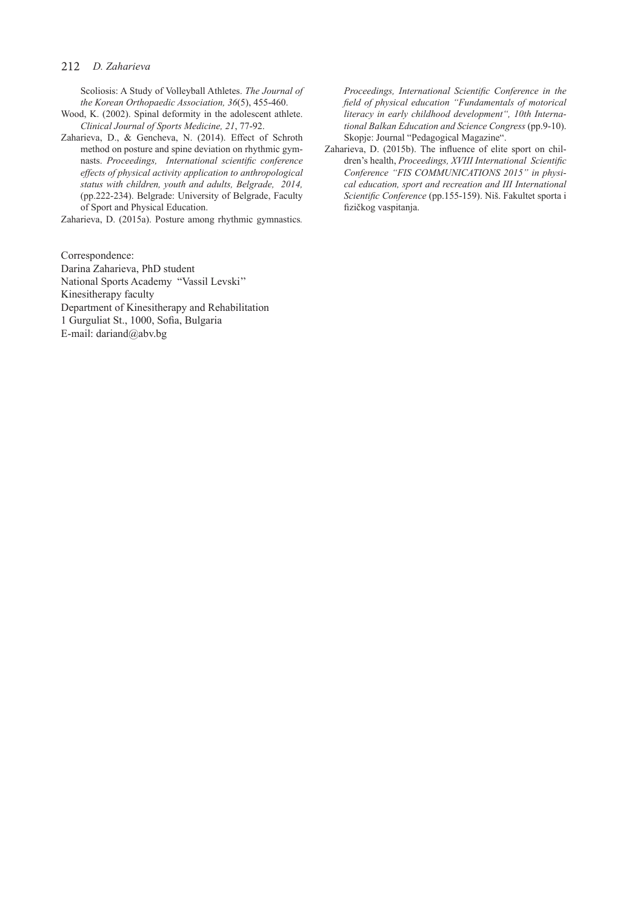Scoliosis: A Study of Volleyball Athletes. *The Journal of the Korean Orthopaedic Association, 36*(5), 455-460.

Wood, K. (2002). Spinal deformity in the adolescent athlete. *Clinical Journal of Sports Medicine, 21*, 77-92.

Zaharieva, D., & Gencheva, N. (2014). Effect of Schroth method on posture and spine deviation on rhythmic gymnasts. *Proceedings, International scientific conference effects of physical activity application to anthropological status with children, youth and adults, Belgrade, 2014,* (pp.222-234). Belgrade: University of Belgrade, Faculty of Sport and Physical Education.

Zaharieva, D. (2015a). Posture among rhythmic gymnastics*. Proceedings, International Scientific Conference in the field of physical education "Fundamentals of motorical literacy in early childhood development", 10th International Balkan Education and Science Congress* (pp.9-10). Skopje: Journal "Pedagogical Magazine".

Zaharieva, D. (2015b). The influence of elite sport on children's health, *Proceedings, XVIII International Scientific Conference "FIS COMMUNICATIONS 2015" in physical education, sport and recreation and III International Scientific Conference* (pp.155-159). Niš. Fakultet sporta i fizičkog vaspitanja.

Correspondence:
Darina Zaharieva, PhD student
National Sports Academy "Vassil Levski"
Kinesitherapy faculty
Department of Kinesitherapy and Rehabilitation
1 Gurguliat St., 1000, Sofia, Bulgaria
E-mail: dariand@abv.bg